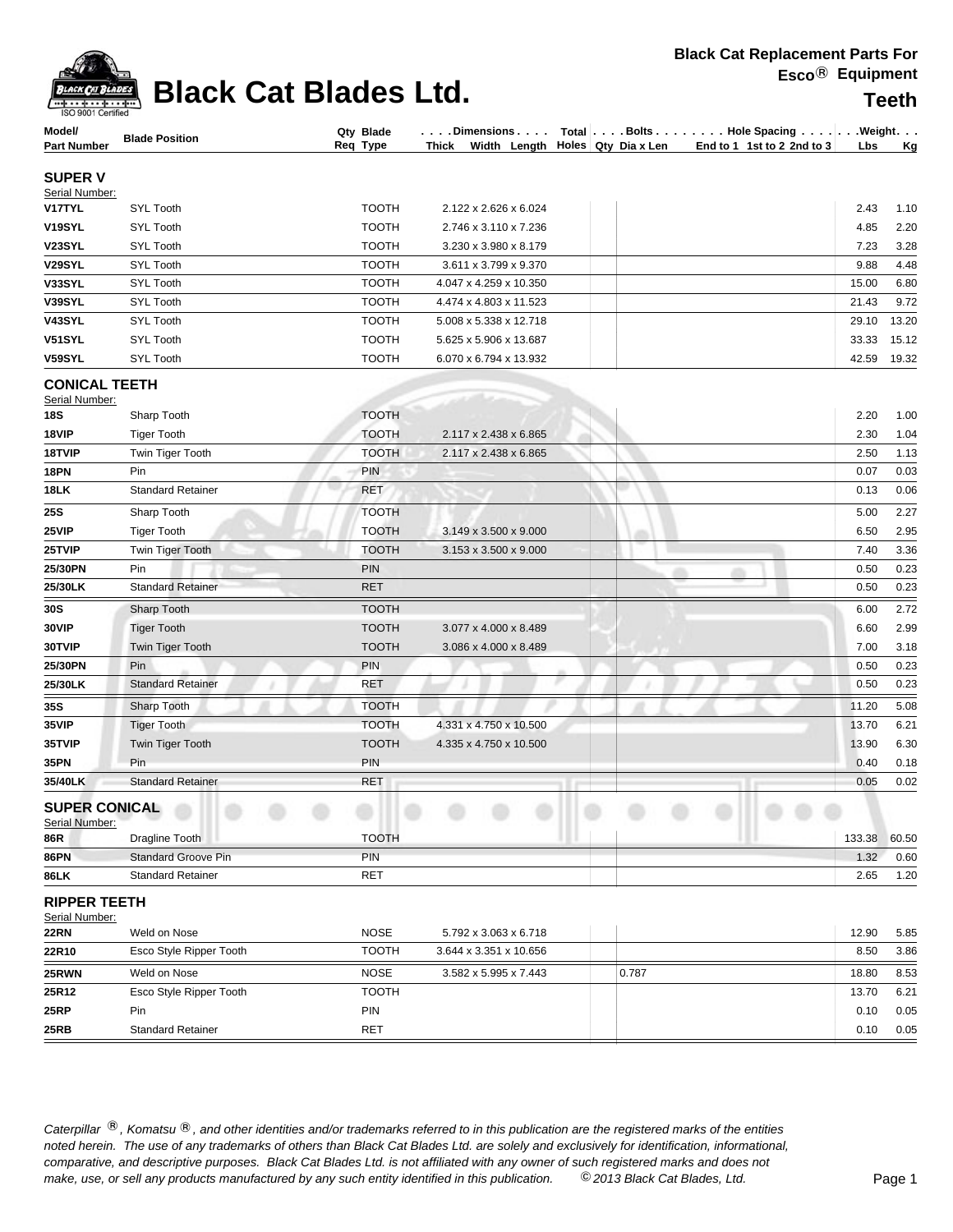# Black Cat Blades Ltd.

**Black Cat Replacement Parts For Esco® Equipment**

## Teeth

| Model/ Part Number | Blade Position | Qty Req | Blade Type | Dimensions Thick Width Length | Total Holes | Bolts Qty | Bolts Dia x Len | Hole Spacing End to 1 | Hole Spacing 1st to 2 | Hole Spacing 2nd to 3 | Weight Lbs | Weight Kg |
|---|---|---|---|---|---|---|---|---|---|---|---|---|
| **SUPER V** | | | | | | | | | | | | |
| Serial Number: | | | | | | | | | | | | |
| **V17TYL** | SYL Tooth | | TOOTH | 2.122 x 2.626 x 6.024 | | | | | | | 2.43 | 1.10 |
| **V19SYL** | SYL Tooth | | TOOTH | 2.746 x 3.110 x 7.236 | | | | | | | 4.85 | 2.20 |
| **V23SYL** | SYL Tooth | | TOOTH | 3.230 x 3.980 x 8.179 | | | | | | | 7.23 | 3.28 |
| **V29SYL** | SYL Tooth | | TOOTH | 3.611 x 3.799 x 9.370 | | | | | | | 9.88 | 4.48 |
| **V33SYL** | SYL Tooth | | TOOTH | 4.047 x 4.259 x 10.350 | | | | | | | 15.00 | 6.80 |
| **V39SYL** | SYL Tooth | | TOOTH | 4.474 x 4.803 x 11.523 | | | | | | | 21.43 | 9.72 |
| **V43SYL** | SYL Tooth | | TOOTH | 5.008 x 5.338 x 12.718 | | | | | | | 29.10 | 13.20 |
| **V51SYL** | SYL Tooth | | TOOTH | 5.625 x 5.906 x 13.687 | | | | | | | 33.33 | 15.12 |
| **V59SYL** | SYL Tooth | | TOOTH | 6.070 x 6.794 x 13.932 | | | | | | | 42.59 | 19.32 |
| **CONICAL TEETH** | | | | | | | | | | | | |
| Serial Number: | | | | | | | | | | | | |
| **18S** | Sharp Tooth | | TOOTH | | | | | | | | 2.20 | 1.00 |
| **18VIP** | Tiger Tooth | | TOOTH | 2.117 x 2.438 x 6.865 | | | | | | | 2.30 | 1.04 |
| **18TVIP** | Twin Tiger Tooth | | TOOTH | 2.117 x 2.438 x 6.865 | | | | | | | 2.50 | 1.13 |
| **18PN** | Pin | | PIN | | | | | | | | 0.07 | 0.03 |
| **18LK** | Standard Retainer | | RET | | | | | | | | 0.13 | 0.06 |
| **25S** | Sharp Tooth | | TOOTH | | | | | | | | 5.00 | 2.27 |
| **25VIP** | Tiger Tooth | | TOOTH | 3.149 x 3.500 x 9.000 | | | | | | | 6.50 | 2.95 |
| **25TVIP** | Twin Tiger Tooth | | TOOTH | 3.153 x 3.500 x 9.000 | | | | | | | 7.40 | 3.36 |
| **25/30PN** | Pin | | PIN | | | | | | | | 0.50 | 0.23 |
| **25/30LK** | Standard Retainer | | RET | | | | | | | | 0.50 | 0.23 |
| **30S** | Sharp Tooth | | TOOTH | | | | | | | | 6.00 | 2.72 |
| **30VIP** | Tiger Tooth | | TOOTH | 3.077 x 4.000 x 8.489 | | | | | | | 6.60 | 2.99 |
| **30TVIP** | Twin Tiger Tooth | | TOOTH | 3.086 x 4.000 x 8.489 | | | | | | | 7.00 | 3.18 |
| **25/30PN** | Pin | | PIN | | | | | | | | 0.50 | 0.23 |
| **25/30LK** | Standard Retainer | | RET | | | | | | | | 0.50 | 0.23 |
| **35S** | Sharp Tooth | | TOOTH | | | | | | | | 11.20 | 5.08 |
| **35VIP** | Tiger Tooth | | TOOTH | 4.331 x 4.750 x 10.500 | | | | | | | 13.70 | 6.21 |
| **35TVIP** | Twin Tiger Tooth | | TOOTH | 4.335 x 4.750 x 10.500 | | | | | | | 13.90 | 6.30 |
| **35PN** | Pin | | PIN | | | | | | | | 0.40 | 0.18 |
| **35/40LK** | Standard Retainer | | RET | | | | | | | | 0.05 | 0.02 |
| **SUPER CONICAL** | | | | | | | | | | | | |
| Serial Number: | | | | | | | | | | | | |
| **86R** | Dragline Tooth | | TOOTH | | | | | | | | 133.38 | 60.50 |
| **86PN** | Standard Groove Pin | | PIN | | | | | | | | 1.32 | 0.60 |
| **86LK** | Standard Retainer | | RET | | | | | | | | 2.65 | 1.20 |
| **RIPPER TEETH** | | | | | | | | | | | | |
| Serial Number: | | | | | | | | | | | | |
| **22RN** | Weld on Nose | | NOSE | 5.792 x 3.063 x 6.718 | | | | | | | 12.90 | 5.85 |
| **22R10** | Esco Style Ripper Tooth | | TOOTH | 3.644 x 3.351 x 10.656 | | | | | | | 8.50 | 3.86 |
| **25RWN** | Weld on Nose | | NOSE | 3.582 x 5.995 x 7.443 | | | 0.787 | | | | 18.80 | 8.53 |
| **25R12** | Esco Style Ripper Tooth | | TOOTH | | | | | | | | 13.70 | 6.21 |
| **25RP** | Pin | | PIN | | | | | | | | 0.10 | 0.05 |
| **25RB** | Standard Retainer | | RET | | | | | | | | 0.10 | 0.05 |

*Caterpillar ®, Komatsu ®, and other identities and/or trademarks referred to in this publication are the registered marks of the entities noted herein. The use of any trademarks of others than Black Cat Blades Ltd. are solely and exclusively for identification, informational, comparative, and descriptive purposes. Black Cat Blades Ltd. is not affiliated with any owner of such registered marks and does not make, use, or sell any products manufactured by any such entity identified in this publication. © 2013 Black Cat Blades, Ltd.*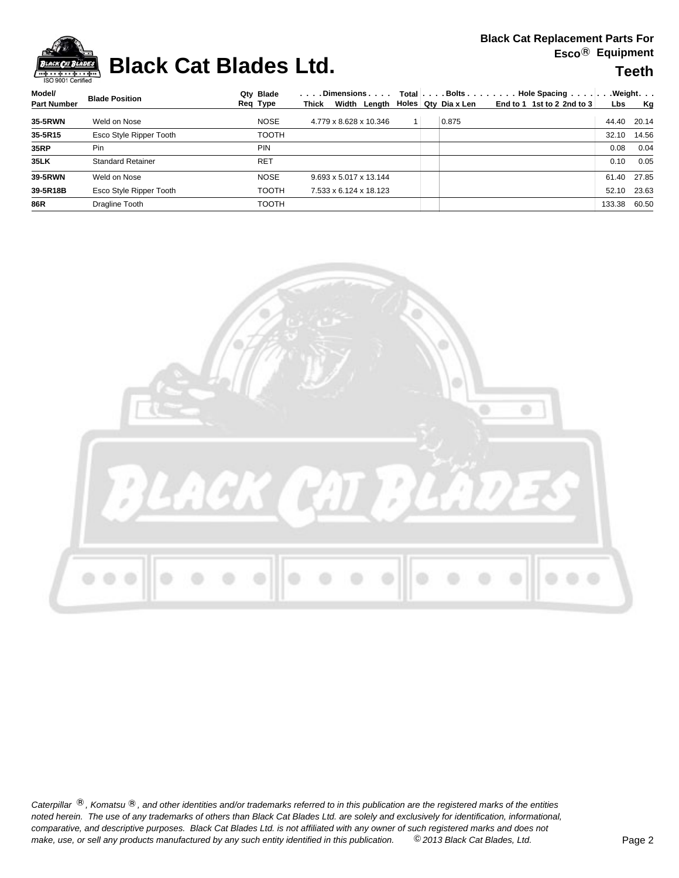# Black Cat Blades Ltd.

**Black Cat Replacement Parts For Esco® Equipment**

**Teeth**

| Model/ Part Number | Blade Position | Qty Req | Blade Type | Dimensions Thick Width Length | Total Holes | Bolts Qty | Bolts Dia x Len | Hole Spacing End to 1 | Hole Spacing 1st to 2 | Hole Spacing 2nd to 3 | Weight Lbs | Weight Kg |
|---|---|---|---|---|---|---|---|---|---|---|---|---|
| **35-5RWN** | Weld on Nose | | NOSE | 4.779 x 8.628 x 10.346 | 1 | | 0.875 | | | | 44.40 | 20.14 |
| **35-5R15** | Esco Style Ripper Tooth | | TOOTH | | | | | | | | 32.10 | 14.56 |
| **35RP** | Pin | | PIN | | | | | | | | 0.08 | 0.04 |
| **35LK** | Standard Retainer | | RET | | | | | | | | 0.10 | 0.05 |
| **39-5RWN** | Weld on Nose | | NOSE | 9.693 x 5.017 x 13.144 | | | | | | | 61.40 | 27.85 |
| **39-5R18B** | Esco Style Ripper Tooth | | TOOTH | 7.533 x 6.124 x 18.123 | | | | | | | 52.10 | 23.63 |
| **86R** | Dragline Tooth | | TOOTH | | | | | | | | 133.38 | 60.50 |

*Caterpillar ®, Komatsu ®, and other identities and/or trademarks referred to in this publication are the registered marks of the entities noted herein. The use of any trademarks of others than Black Cat Blades Ltd. are solely and exclusively for identification, informational, comparative, and descriptive purposes. Black Cat Blades Ltd. is not affiliated with any owner of such registered marks and does not make, use, or sell any products manufactured by any such entity identified in this publication. © 2013 Black Cat Blades, Ltd.*